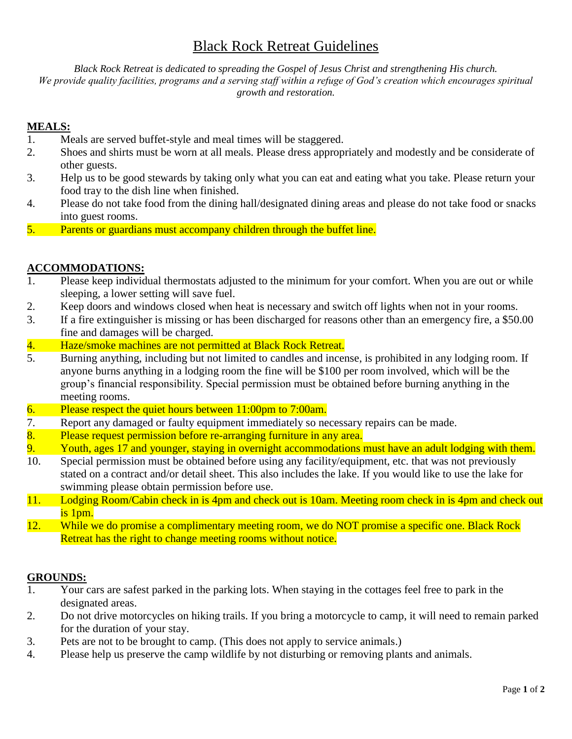# Black Rock Retreat Guidelines

*Black Rock Retreat is dedicated to spreading the Gospel of Jesus Christ and strengthening His church. We provide quality facilities, programs and a serving staff within a refuge of God's creation which encourages spiritual growth and restoration.*

## MEALS:

1. Meals are served buffet-style and meal times will be staggered.
2. Shoes and shirts must be worn at all meals. Please dress appropriately and modestly and be considerate of other guests.
3. Help us to be good stewards by taking only what you can eat and eating what you take. Please return your food tray to the dish line when finished.
4. Please do not take food from the dining hall/designated dining areas and please do not take food or snacks into guest rooms.
5. Parents or guardians must accompany children through the buffet line.

## ACCOMMODATIONS:

1. Please keep individual thermostats adjusted to the minimum for your comfort. When you are out or while sleeping, a lower setting will save fuel.
2. Keep doors and windows closed when heat is necessary and switch off lights when not in your rooms.
3. If a fire extinguisher is missing or has been discharged for reasons other than an emergency fire, a $50.00 fine and damages will be charged.
4. Haze/smoke machines are not permitted at Black Rock Retreat.
5. Burning anything, including but not limited to candles and incense, is prohibited in any lodging room. If anyone burns anything in a lodging room the fine will be $100 per room involved, which will be the group's financial responsibility. Special permission must be obtained before burning anything in the meeting rooms.
6. Please respect the quiet hours between 11:00pm to 7:00am.
7. Report any damaged or faulty equipment immediately so necessary repairs can be made.
8. Please request permission before re-arranging furniture in any area.
9. Youth, ages 17 and younger, staying in overnight accommodations must have an adult lodging with them.
10. Special permission must be obtained before using any facility/equipment, etc. that was not previously stated on a contract and/or detail sheet. This also includes the lake. If you would like to use the lake for swimming please obtain permission before use.
11. Lodging Room/Cabin check in is 4pm and check out is 10am. Meeting room check in is 4pm and check out is 1pm.
12. While we do promise a complimentary meeting room, we do NOT promise a specific one. Black Rock Retreat has the right to change meeting rooms without notice.

## GROUNDS:

1. Your cars are safest parked in the parking lots. When staying in the cottages feel free to park in the designated areas.
2. Do not drive motorcycles on hiking trails. If you bring a motorcycle to camp, it will need to remain parked for the duration of your stay.
3. Pets are not to be brought to camp. (This does not apply to service animals.)
4. Please help us preserve the camp wildlife by not disturbing or removing plants and animals.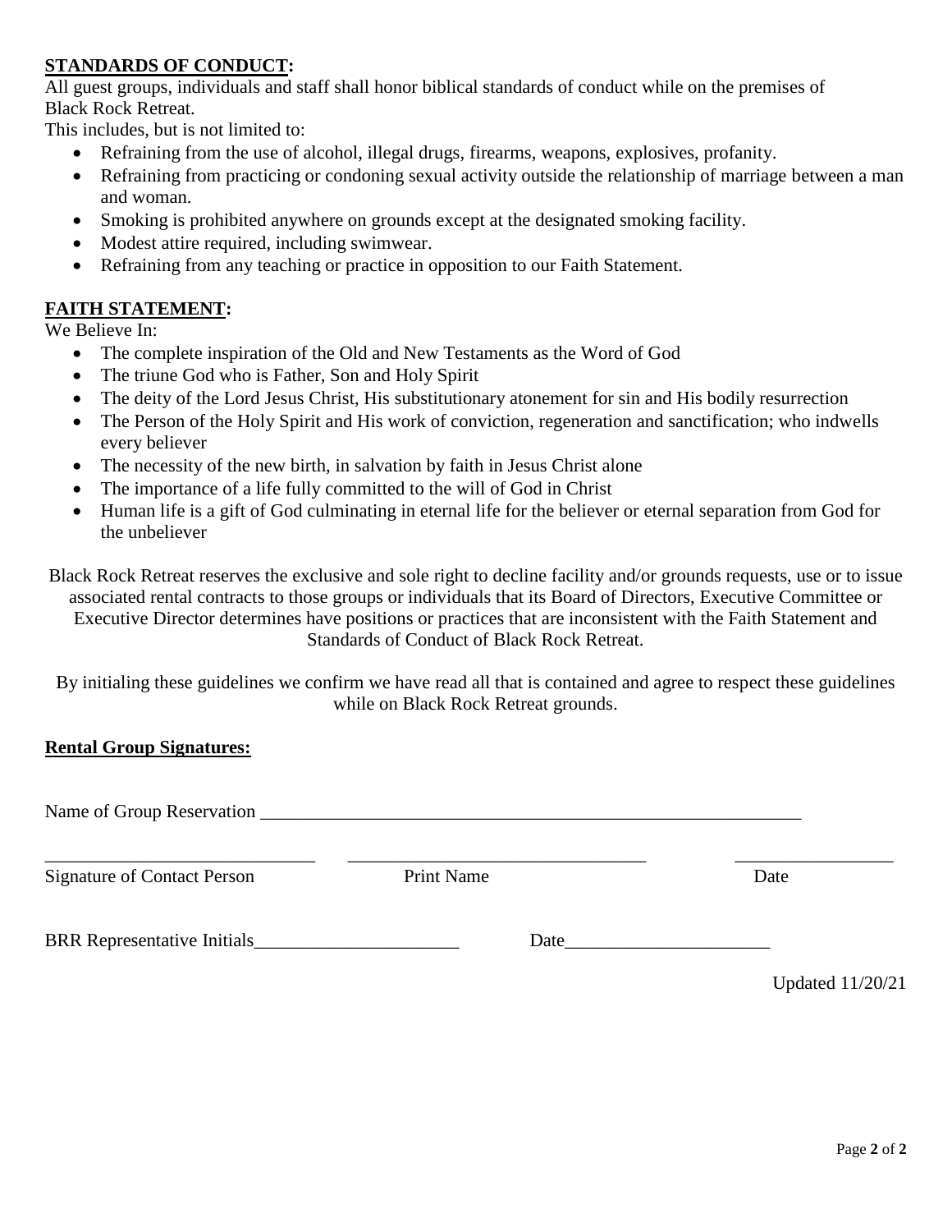**STANDARDS OF CONDUCT:**

All guest groups, individuals and staff shall honor biblical standards of conduct while on the premises of Black Rock Retreat.

This includes, but is not limited to:

- Refraining from the use of alcohol, illegal drugs, firearms, weapons, explosives, profanity.
- Refraining from practicing or condoning sexual activity outside the relationship of marriage between a man and woman.
- Smoking is prohibited anywhere on grounds except at the designated smoking facility.
- Modest attire required, including swimwear.
- Refraining from any teaching or practice in opposition to our Faith Statement.

**FAITH STATEMENT:**

We Believe In:

- The complete inspiration of the Old and New Testaments as the Word of God
- The triune God who is Father, Son and Holy Spirit
- The deity of the Lord Jesus Christ, His substitutionary atonement for sin and His bodily resurrection
- The Person of the Holy Spirit and His work of conviction, regeneration and sanctification; who indwells every believer
- The necessity of the new birth, in salvation by faith in Jesus Christ alone
- The importance of a life fully committed to the will of God in Christ
- Human life is a gift of God culminating in eternal life for the believer or eternal separation from God for the unbeliever

Black Rock Retreat reserves the exclusive and sole right to decline facility and/or grounds requests, use or to issue associated rental contracts to those groups or individuals that its Board of Directors, Executive Committee or Executive Director determines have positions or practices that are inconsistent with the Faith Statement and Standards of Conduct of Black Rock Retreat.

By initialing these guidelines we confirm we have read all that is contained and agree to respect these guidelines while on Black Rock Retreat grounds.

**Rental Group Signatures:**

Name of Group Reservation _______________________________________________________________

______________________________ ________________________________ _________________

Signature of Contact Person Print Name Date

BRR Representative Initials______________________ Date______________________

Updated 11/20/21